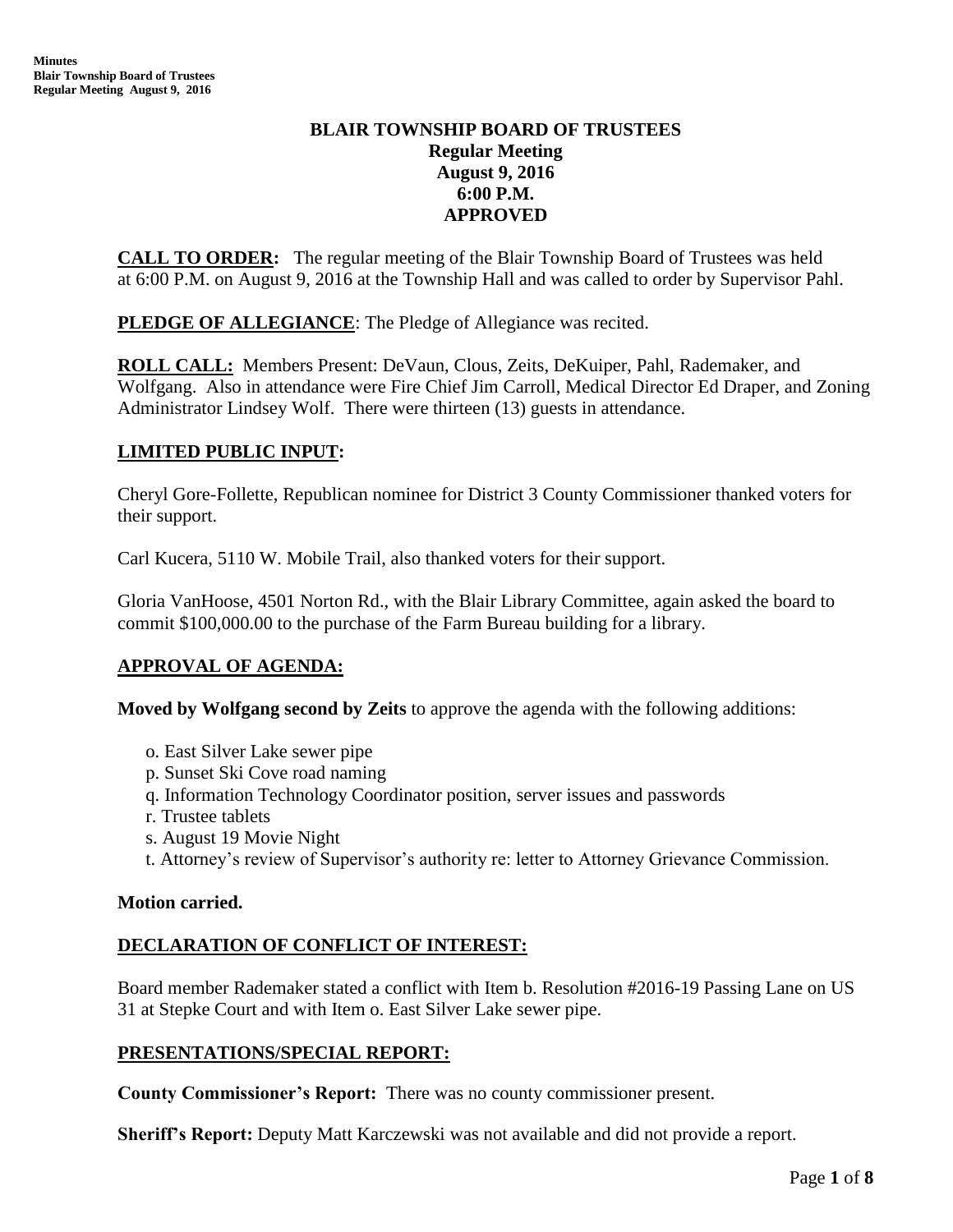# BLAIR TOWNSHIP BOARD OF TRUSTEES
## Regular Meeting
## August 9, 2016
## 6:00 P.M.
## APPROVED

**CALL TO ORDER:** The regular meeting of the Blair Township Board of Trustees was held at 6:00 P.M. on August 9, 2016 at the Township Hall and was called to order by Supervisor Pahl.

**PLEDGE OF ALLEGIANCE**: The Pledge of Allegiance was recited.

**ROLL CALL:** Members Present: DeVaun, Clous, Zeits, DeKuiper, Pahl, Rademaker, and Wolfgang. Also in attendance were Fire Chief Jim Carroll, Medical Director Ed Draper, and Zoning Administrator Lindsey Wolf. There were thirteen (13) guests in attendance.

**LIMITED PUBLIC INPUT:**

Cheryl Gore-Follette, Republican nominee for District 3 County Commissioner thanked voters for their support.

Carl Kucera, 5110 W. Mobile Trail, also thanked voters for their support.

Gloria VanHoose, 4501 Norton Rd., with the Blair Library Committee, again asked the board to commit $100,000.00 to the purchase of the Farm Bureau building for a library.

**APPROVAL OF AGENDA:**

**Moved by Wolfgang second by Zeits** to approve the agenda with the following additions:

- o. East Silver Lake sewer pipe
- p. Sunset Ski Cove road naming
- q. Information Technology Coordinator position, server issues and passwords
- r. Trustee tablets
- s. August 19 Movie Night
- t. Attorney's review of Supervisor's authority re: letter to Attorney Grievance Commission.

**Motion carried.**

**DECLARATION OF CONFLICT OF INTEREST:**

Board member Rademaker stated a conflict with Item b. Resolution #2016-19 Passing Lane on US 31 at Stepke Court and with Item o. East Silver Lake sewer pipe.

**PRESENTATIONS/SPECIAL REPORT:**

**County Commissioner's Report:** There was no county commissioner present.

**Sheriff's Report:** Deputy Matt Karczewski was not available and did not provide a report.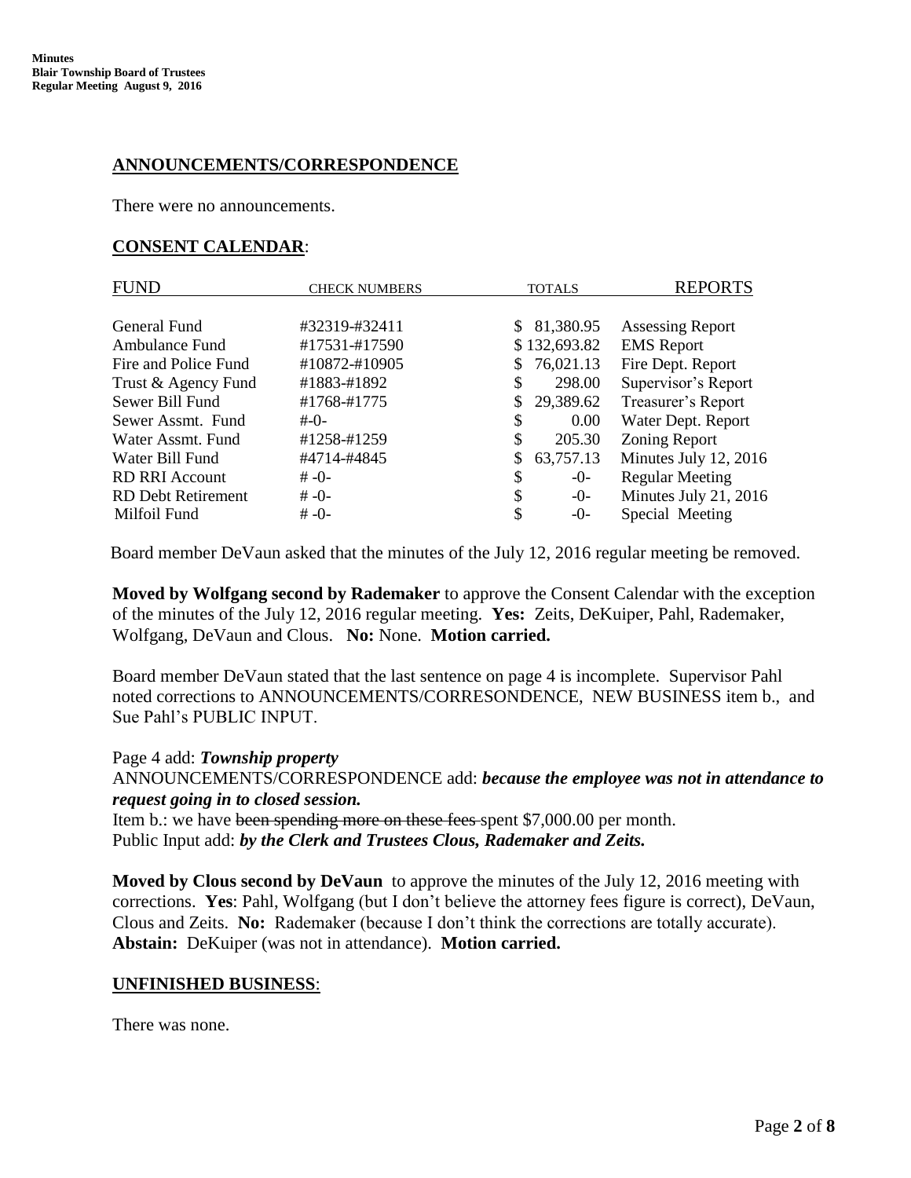## ANNOUNCEMENTS/CORRESPONDENCE

There were no announcements.

## CONSENT CALENDAR:

| FUND | CHECK NUMBERS | TOTALS | REPORTS |
|---|---|---|---|
| General Fund | #32319-#32411 | $ 81,380.95 | Assessing Report |
| Ambulance Fund | #17531-#17590 | $ 132,693.82 | EMS Report |
| Fire and Police Fund | #10872-#10905 | $ 76,021.13 | Fire Dept. Report |
| Trust & Agency Fund | #1883-#1892 | $ 298.00 | Supervisor's Report |
| Sewer Bill Fund | #1768-#1775 | $ 29,389.62 | Treasurer's Report |
| Sewer Assmt. Fund | #-0- | $ 0.00 | Water Dept. Report |
| Water Assmt. Fund | #1258-#1259 | $ 205.30 | Zoning Report |
| Water Bill Fund | #4714-#4845 | $ 63,757.13 | Minutes July 12, 2016 |
| RD RRI Account | # -0- | $ -0- | Regular Meeting |
| RD Debt Retirement | # -0- | $ -0- | Minutes July 21, 2016 |
| Milfoil Fund | # -0- | $ -0- | Special Meeting |

Board member DeVaun asked that the minutes of the July 12, 2016 regular meeting be removed.

**Moved by Wolfgang second by Rademaker** to approve the Consent Calendar with the exception of the minutes of the July 12, 2016 regular meeting. **Yes:** Zeits, DeKuiper, Pahl, Rademaker, Wolfgang, DeVaun and Clous. **No:** None. **Motion carried.**

Board member DeVaun stated that the last sentence on page 4 is incomplete. Supervisor Pahl noted corrections to ANNOUNCEMENTS/CORRESONDENCE, NEW BUSINESS item b., and Sue Pahl's PUBLIC INPUT.

Page 4 add: ***Township property***
ANNOUNCEMENTS/CORRESPONDENCE add: ***because the employee was not in attendance to request going in to closed session.***
Item b.: we have ~~been spending more on these fees~~ spent $7,000.00 per month.
Public Input add: ***by the Clerk and Trustees Clous, Rademaker and Zeits.***

**Moved by Clous second by DeVaun** to approve the minutes of the July 12, 2016 meeting with corrections. **Yes**: Pahl, Wolfgang (but I don't believe the attorney fees figure is correct), DeVaun, Clous and Zeits. **No:** Rademaker (because I don't think the corrections are totally accurate). **Abstain:** DeKuiper (was not in attendance). **Motion carried.**

## UNFINISHED BUSINESS:

There was none.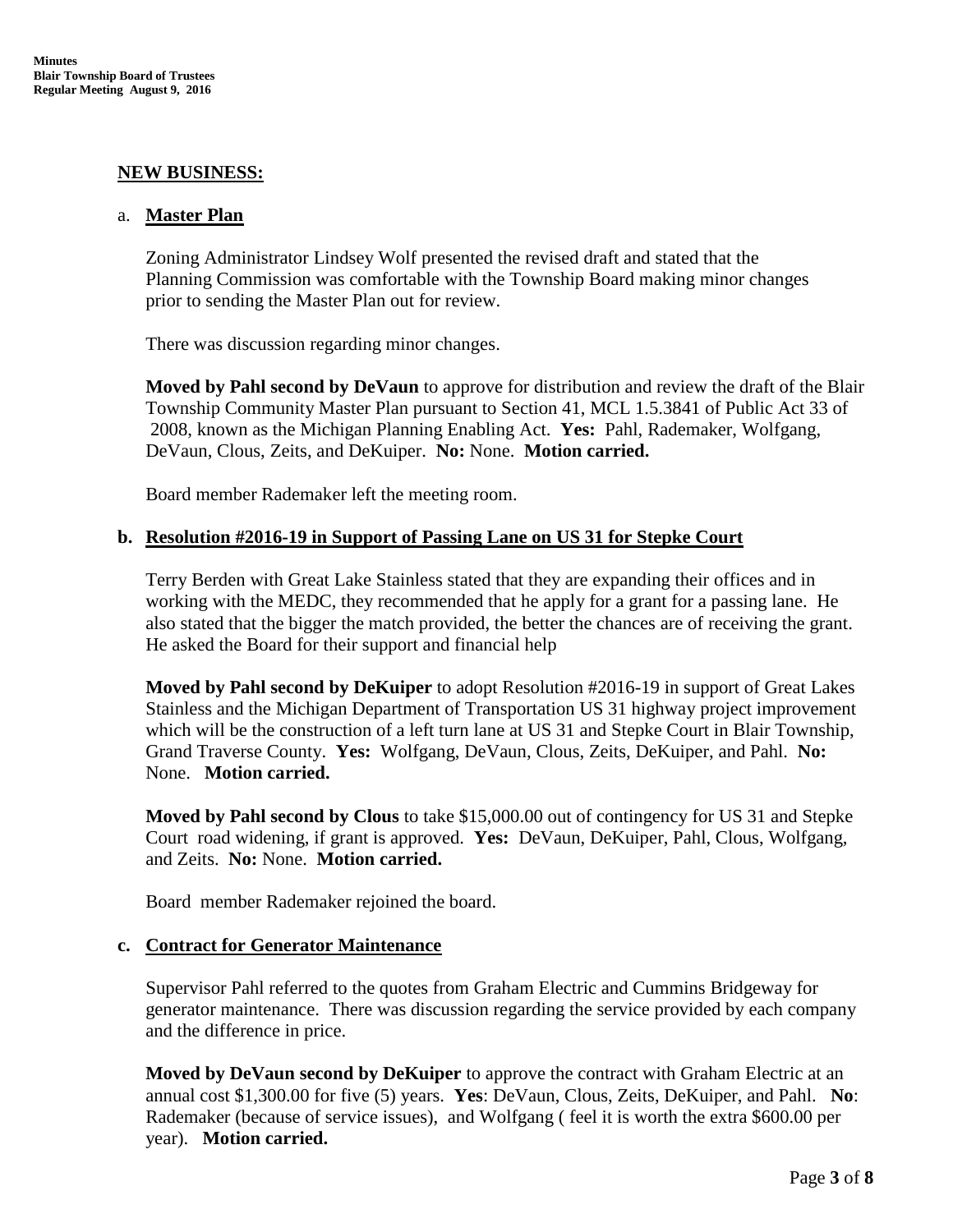## NEW BUSINESS:

a. **Master Plan**

Zoning Administrator Lindsey Wolf presented the revised draft and stated that the Planning Commission was comfortable with the Township Board making minor changes prior to sending the Master Plan out for review.

There was discussion regarding minor changes.

**Moved by Pahl second by DeVaun** to approve for distribution and review the draft of the Blair Township Community Master Plan pursuant to Section 41, MCL 1.5.3841 of Public Act 33 of 2008, known as the Michigan Planning Enabling Act. **Yes:** Pahl, Rademaker, Wolfgang, DeVaun, Clous, Zeits, and DeKuiper. **No:** None. **Motion carried.**

Board member Rademaker left the meeting room.

**b. Resolution #2016-19 in Support of Passing Lane on US 31 for Stepke Court**

Terry Berden with Great Lake Stainless stated that they are expanding their offices and in working with the MEDC, they recommended that he apply for a grant for a passing lane. He also stated that the bigger the match provided, the better the chances are of receiving the grant. He asked the Board for their support and financial help

**Moved by Pahl second by DeKuiper** to adopt Resolution #2016-19 in support of Great Lakes Stainless and the Michigan Department of Transportation US 31 highway project improvement which will be the construction of a left turn lane at US 31 and Stepke Court in Blair Township, Grand Traverse County. **Yes:** Wolfgang, DeVaun, Clous, Zeits, DeKuiper, and Pahl. **No:** None. **Motion carried.**

**Moved by Pahl second by Clous** to take $15,000.00 out of contingency for US 31 and Stepke Court road widening, if grant is approved. **Yes:** DeVaun, DeKuiper, Pahl, Clous, Wolfgang, and Zeits. **No:** None. **Motion carried.**

Board member Rademaker rejoined the board.

**c. Contract for Generator Maintenance**

Supervisor Pahl referred to the quotes from Graham Electric and Cummins Bridgeway for generator maintenance. There was discussion regarding the service provided by each company and the difference in price.

**Moved by DeVaun second by DeKuiper** to approve the contract with Graham Electric at an annual cost $1,300.00 for five (5) years. **Yes**: DeVaun, Clous, Zeits, DeKuiper, and Pahl. **No**: Rademaker (because of service issues), and Wolfgang ( feel it is worth the extra $600.00 per year). **Motion carried.**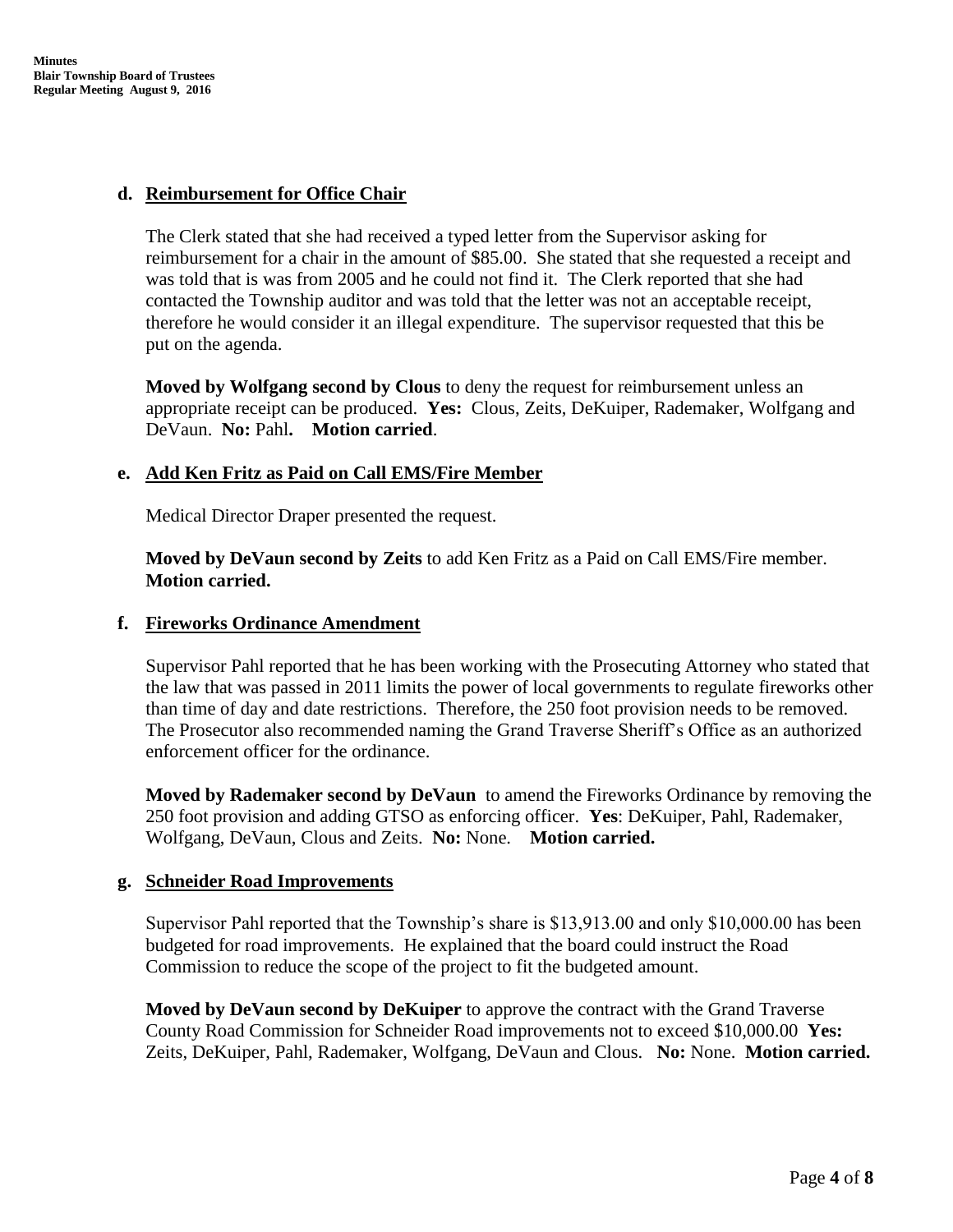### d. Reimbursement for Office Chair

The Clerk stated that she had received a typed letter from the Supervisor asking for reimbursement for a chair in the amount of $85.00. She stated that she requested a receipt and was told that is was from 2005 and he could not find it. The Clerk reported that she had contacted the Township auditor and was told that the letter was not an acceptable receipt, therefore he would consider it an illegal expenditure. The supervisor requested that this be put on the agenda.

**Moved by Wolfgang second by Clous** to deny the request for reimbursement unless an appropriate receipt can be produced. **Yes:** Clous, Zeits, DeKuiper, Rademaker, Wolfgang and DeVaun. **No:** Pahl**. Motion carried**.

### e. Add Ken Fritz as Paid on Call EMS/Fire Member

Medical Director Draper presented the request.

**Moved by DeVaun second by Zeits** to add Ken Fritz as a Paid on Call EMS/Fire member. **Motion carried.**

### f. Fireworks Ordinance Amendment

Supervisor Pahl reported that he has been working with the Prosecuting Attorney who stated that the law that was passed in 2011 limits the power of local governments to regulate fireworks other than time of day and date restrictions. Therefore, the 250 foot provision needs to be removed. The Prosecutor also recommended naming the Grand Traverse Sheriff's Office as an authorized enforcement officer for the ordinance.

**Moved by Rademaker second by DeVaun** to amend the Fireworks Ordinance by removing the 250 foot provision and adding GTSO as enforcing officer. **Yes**: DeKuiper, Pahl, Rademaker, Wolfgang, DeVaun, Clous and Zeits. **No:** None. **Motion carried.**

### g. Schneider Road Improvements

Supervisor Pahl reported that the Township's share is $13,913.00 and only $10,000.00 has been budgeted for road improvements. He explained that the board could instruct the Road Commission to reduce the scope of the project to fit the budgeted amount.

**Moved by DeVaun second by DeKuiper** to approve the contract with the Grand Traverse County Road Commission for Schneider Road improvements not to exceed $10,000.00 **Yes:** Zeits, DeKuiper, Pahl, Rademaker, Wolfgang, DeVaun and Clous. **No:** None. **Motion carried.**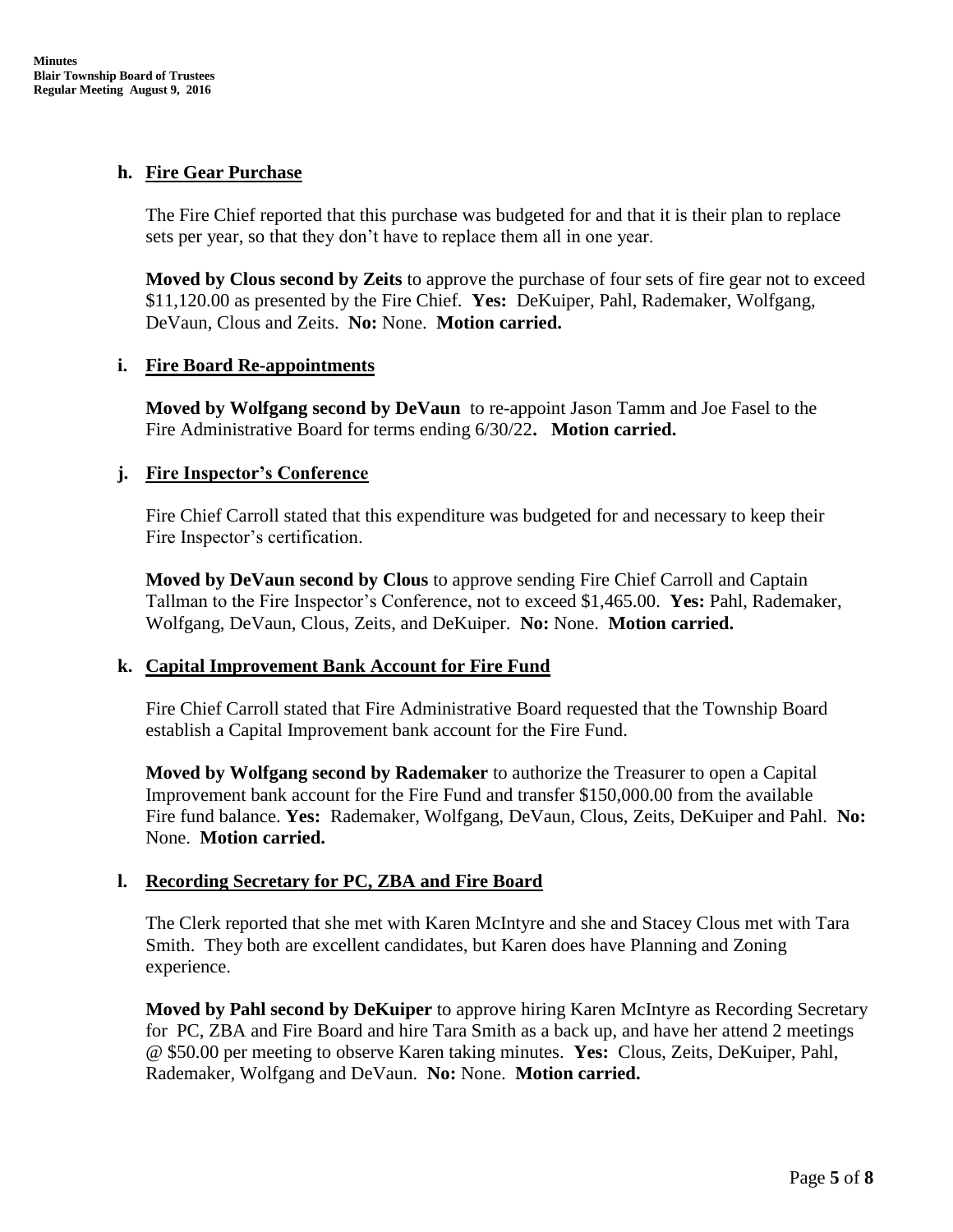### h. Fire Gear Purchase

The Fire Chief reported that this purchase was budgeted for and that it is their plan to replace sets per year, so that they don't have to replace them all in one year.

**Moved by Clous second by Zeits** to approve the purchase of four sets of fire gear not to exceed $11,120.00 as presented by the Fire Chief. **Yes:** DeKuiper, Pahl, Rademaker, Wolfgang, DeVaun, Clous and Zeits. **No:** None. **Motion carried.**

### i. Fire Board Re-appointments

**Moved by Wolfgang second by DeVaun** to re-appoint Jason Tamm and Joe Fasel to the Fire Administrative Board for terms ending 6/30/22**. Motion carried.**

### j. Fire Inspector's Conference

Fire Chief Carroll stated that this expenditure was budgeted for and necessary to keep their Fire Inspector's certification.

**Moved by DeVaun second by Clous** to approve sending Fire Chief Carroll and Captain Tallman to the Fire Inspector's Conference, not to exceed $1,465.00. **Yes:** Pahl, Rademaker, Wolfgang, DeVaun, Clous, Zeits, and DeKuiper. **No:** None. **Motion carried.**

### k. Capital Improvement Bank Account for Fire Fund

Fire Chief Carroll stated that Fire Administrative Board requested that the Township Board establish a Capital Improvement bank account for the Fire Fund.

**Moved by Wolfgang second by Rademaker** to authorize the Treasurer to open a Capital Improvement bank account for the Fire Fund and transfer $150,000.00 from the available Fire fund balance. **Yes:** Rademaker, Wolfgang, DeVaun, Clous, Zeits, DeKuiper and Pahl. **No:** None. **Motion carried.**

### l. Recording Secretary for PC, ZBA and Fire Board

The Clerk reported that she met with Karen McIntyre and she and Stacey Clous met with Tara Smith. They both are excellent candidates, but Karen does have Planning and Zoning experience.

**Moved by Pahl second by DeKuiper** to approve hiring Karen McIntyre as Recording Secretary for PC, ZBA and Fire Board and hire Tara Smith as a back up, and have her attend 2 meetings @ $50.00 per meeting to observe Karen taking minutes. **Yes:** Clous, Zeits, DeKuiper, Pahl, Rademaker, Wolfgang and DeVaun. **No:** None. **Motion carried.**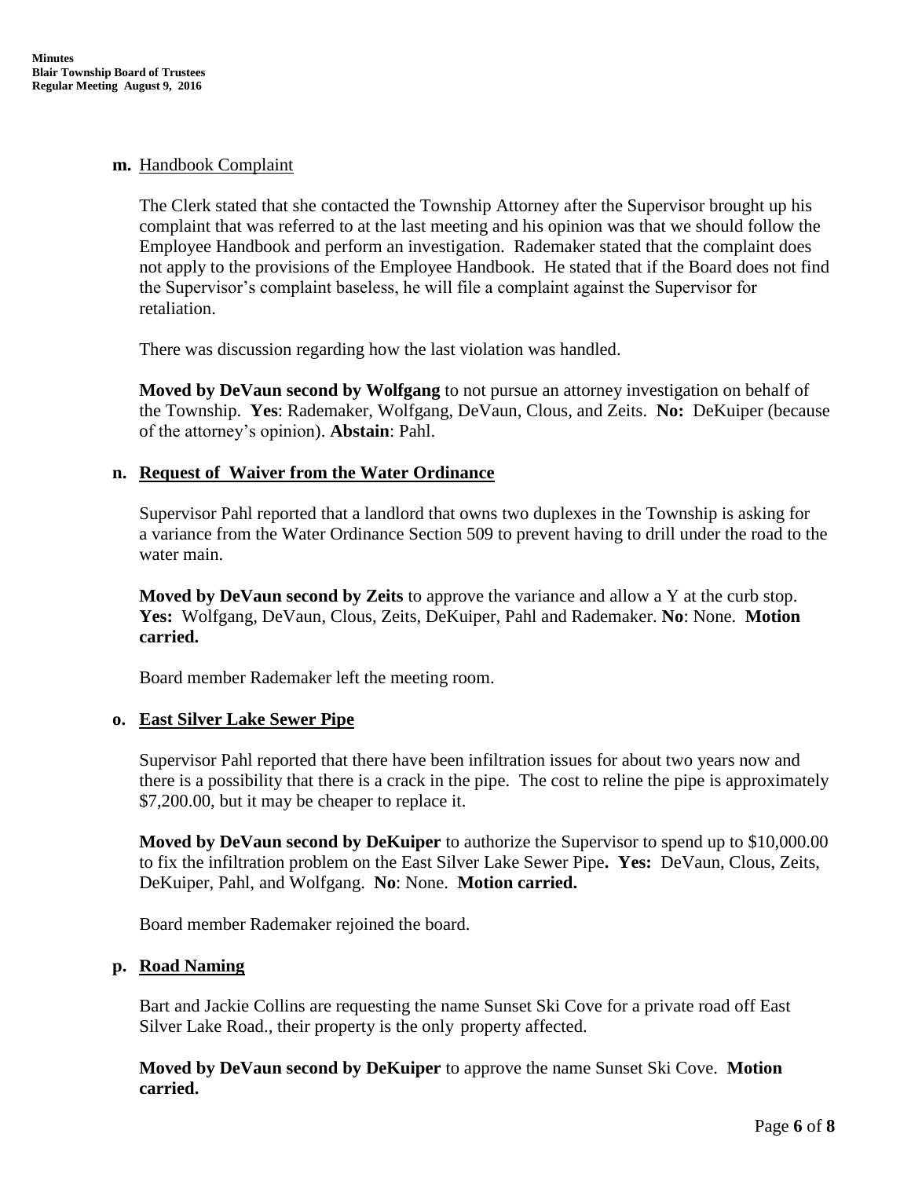**m.** Handbook Complaint

The Clerk stated that she contacted the Township Attorney after the Supervisor brought up his complaint that was referred to at the last meeting and his opinion was that we should follow the Employee Handbook and perform an investigation. Rademaker stated that the complaint does not apply to the provisions of the Employee Handbook. He stated that if the Board does not find the Supervisor's complaint baseless, he will file a complaint against the Supervisor for retaliation.

There was discussion regarding how the last violation was handled.

**Moved by DeVaun second by Wolfgang** to not pursue an attorney investigation on behalf of the Township. **Yes**: Rademaker, Wolfgang, DeVaun, Clous, and Zeits. **No:** DeKuiper (because of the attorney's opinion). **Abstain**: Pahl.

**n. Request of Waiver from the Water Ordinance**

Supervisor Pahl reported that a landlord that owns two duplexes in the Township is asking for a variance from the Water Ordinance Section 509 to prevent having to drill under the road to the water main.

**Moved by DeVaun second by Zeits** to approve the variance and allow a Y at the curb stop. **Yes:** Wolfgang, DeVaun, Clous, Zeits, DeKuiper, Pahl and Rademaker. **No**: None. **Motion carried.**

Board member Rademaker left the meeting room.

**o. East Silver Lake Sewer Pipe**

Supervisor Pahl reported that there have been infiltration issues for about two years now and there is a possibility that there is a crack in the pipe. The cost to reline the pipe is approximately $7,200.00, but it may be cheaper to replace it.

**Moved by DeVaun second by DeKuiper** to authorize the Supervisor to spend up to $10,000.00 to fix the infiltration problem on the East Silver Lake Sewer Pipe**. Yes:** DeVaun, Clous, Zeits, DeKuiper, Pahl, and Wolfgang. **No**: None. **Motion carried.**

Board member Rademaker rejoined the board.

**p. Road Naming**

Bart and Jackie Collins are requesting the name Sunset Ski Cove for a private road off East Silver Lake Road., their property is the only property affected.

**Moved by DeVaun second by DeKuiper** to approve the name Sunset Ski Cove. **Motion carried.**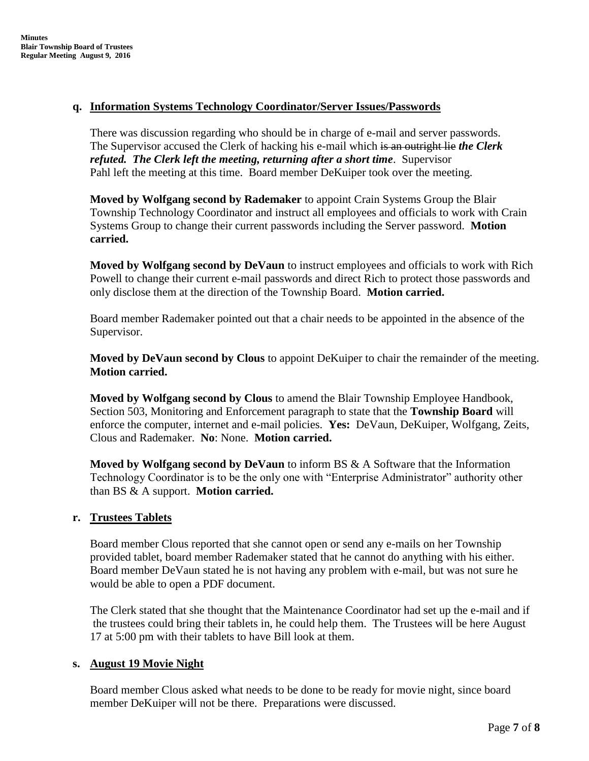**q. Information Systems Technology Coordinator/Server Issues/Passwords**

There was discussion regarding who should be in charge of e-mail and server passwords. The Supervisor accused the Clerk of hacking his e-mail which ~~is an outright lie~~ ***the Clerk refuted. The Clerk left the meeting, returning after a short time***. Supervisor Pahl left the meeting at this time. Board member DeKuiper took over the meeting.

**Moved by Wolfgang second by Rademaker** to appoint Crain Systems Group the Blair Township Technology Coordinator and instruct all employees and officials to work with Crain Systems Group to change their current passwords including the Server password. **Motion carried.**

**Moved by Wolfgang second by DeVaun** to instruct employees and officials to work with Rich Powell to change their current e-mail passwords and direct Rich to protect those passwords and only disclose them at the direction of the Township Board. **Motion carried.**

Board member Rademaker pointed out that a chair needs to be appointed in the absence of the Supervisor.

**Moved by DeVaun second by Clous** to appoint DeKuiper to chair the remainder of the meeting. **Motion carried.**

**Moved by Wolfgang second by Clous** to amend the Blair Township Employee Handbook, Section 503, Monitoring and Enforcement paragraph to state that the **Township Board** will enforce the computer, internet and e-mail policies. **Yes:** DeVaun, DeKuiper, Wolfgang, Zeits, Clous and Rademaker. **No**: None. **Motion carried.**

**Moved by Wolfgang second by DeVaun** to inform BS & A Software that the Information Technology Coordinator is to be the only one with "Enterprise Administrator" authority other than BS & A support. **Motion carried.**

**r. Trustees Tablets**

Board member Clous reported that she cannot open or send any e-mails on her Township provided tablet, board member Rademaker stated that he cannot do anything with his either. Board member DeVaun stated he is not having any problem with e-mail, but was not sure he would be able to open a PDF document.

The Clerk stated that she thought that the Maintenance Coordinator had set up the e-mail and if the trustees could bring their tablets in, he could help them. The Trustees will be here August 17 at 5:00 pm with their tablets to have Bill look at them.

**s. August 19 Movie Night**

Board member Clous asked what needs to be done to be ready for movie night, since board member DeKuiper will not be there. Preparations were discussed.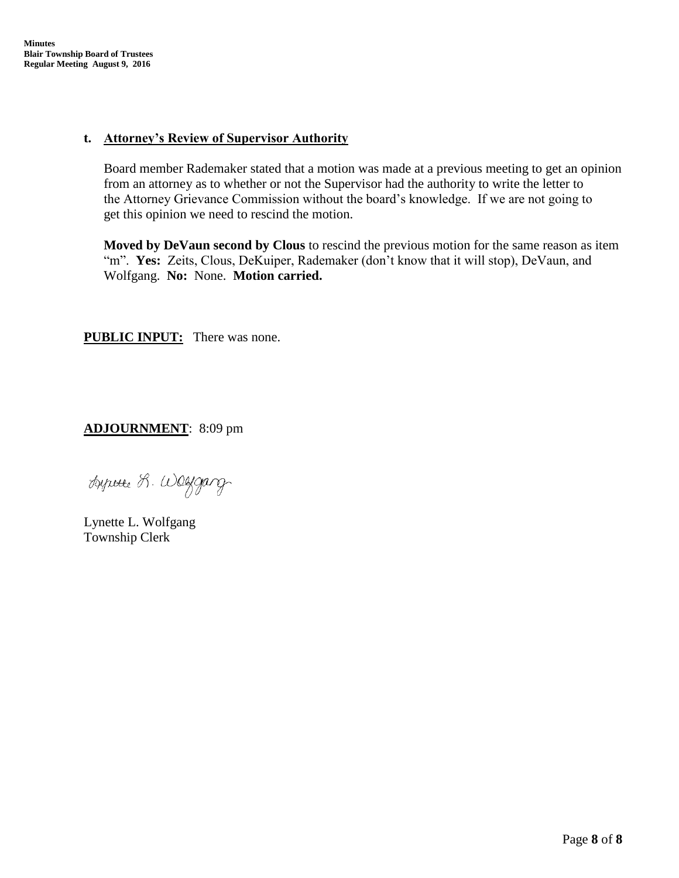**t. Attorney's Review of Supervisor Authority**

Board member Rademaker stated that a motion was made at a previous meeting to get an opinion from an attorney as to whether or not the Supervisor had the authority to write the letter to the Attorney Grievance Commission without the board's knowledge. If we are not going to get this opinion we need to rescind the motion.

**Moved by DeVaun second by Clous** to rescind the previous motion for the same reason as item "m". **Yes:** Zeits, Clous, DeKuiper, Rademaker (don't know that it will stop), DeVaun, and Wolfgang. **No:** None. **Motion carried.**

**PUBLIC INPUT:** There was none.

**ADJOURNMENT**: 8:09 pm

Lynette L. Wolfgang

Lynette L. Wolfgang
Township Clerk